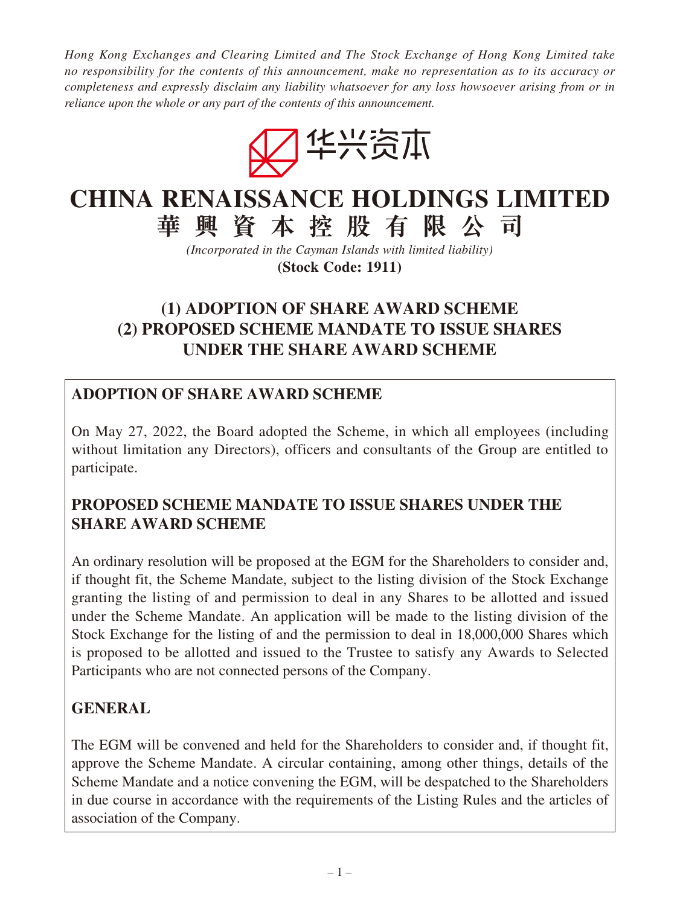*Hong Kong Exchanges and Clearing Limited and The Stock Exchange of Hong Kong Limited take no responsibility for the contents of this announcement, make no representation as to its accuracy or completeness and expressly disclaim any liability whatsoever for any loss howsoever arising from or in reliance upon the whole or any part of the contents of this announcement.*

华兴资本

# CHINA RENAISSANCE HOLDINGS LIMITED
# 華興資本控股有限公司

*(Incorporated in the Cayman Islands with limited liability)*

**(Stock Code: 1911)**

## (1) ADOPTION OF SHARE AWARD SCHEME
## (2) PROPOSED SCHEME MANDATE TO ISSUE SHARES UNDER THE SHARE AWARD SCHEME

### ADOPTION OF SHARE AWARD SCHEME

On May 27, 2022, the Board adopted the Scheme, in which all employees (including without limitation any Directors), officers and consultants of the Group are entitled to participate.

### PROPOSED SCHEME MANDATE TO ISSUE SHARES UNDER THE SHARE AWARD SCHEME

An ordinary resolution will be proposed at the EGM for the Shareholders to consider and, if thought fit, the Scheme Mandate, subject to the listing division of the Stock Exchange granting the listing of and permission to deal in any Shares to be allotted and issued under the Scheme Mandate. An application will be made to the listing division of the Stock Exchange for the listing of and the permission to deal in 18,000,000 Shares which is proposed to be allotted and issued to the Trustee to satisfy any Awards to Selected Participants who are not connected persons of the Company.

### GENERAL

The EGM will be convened and held for the Shareholders to consider and, if thought fit, approve the Scheme Mandate. A circular containing, among other things, details of the Scheme Mandate and a notice convening the EGM, will be despatched to the Shareholders in due course in accordance with the requirements of the Listing Rules and the articles of association of the Company.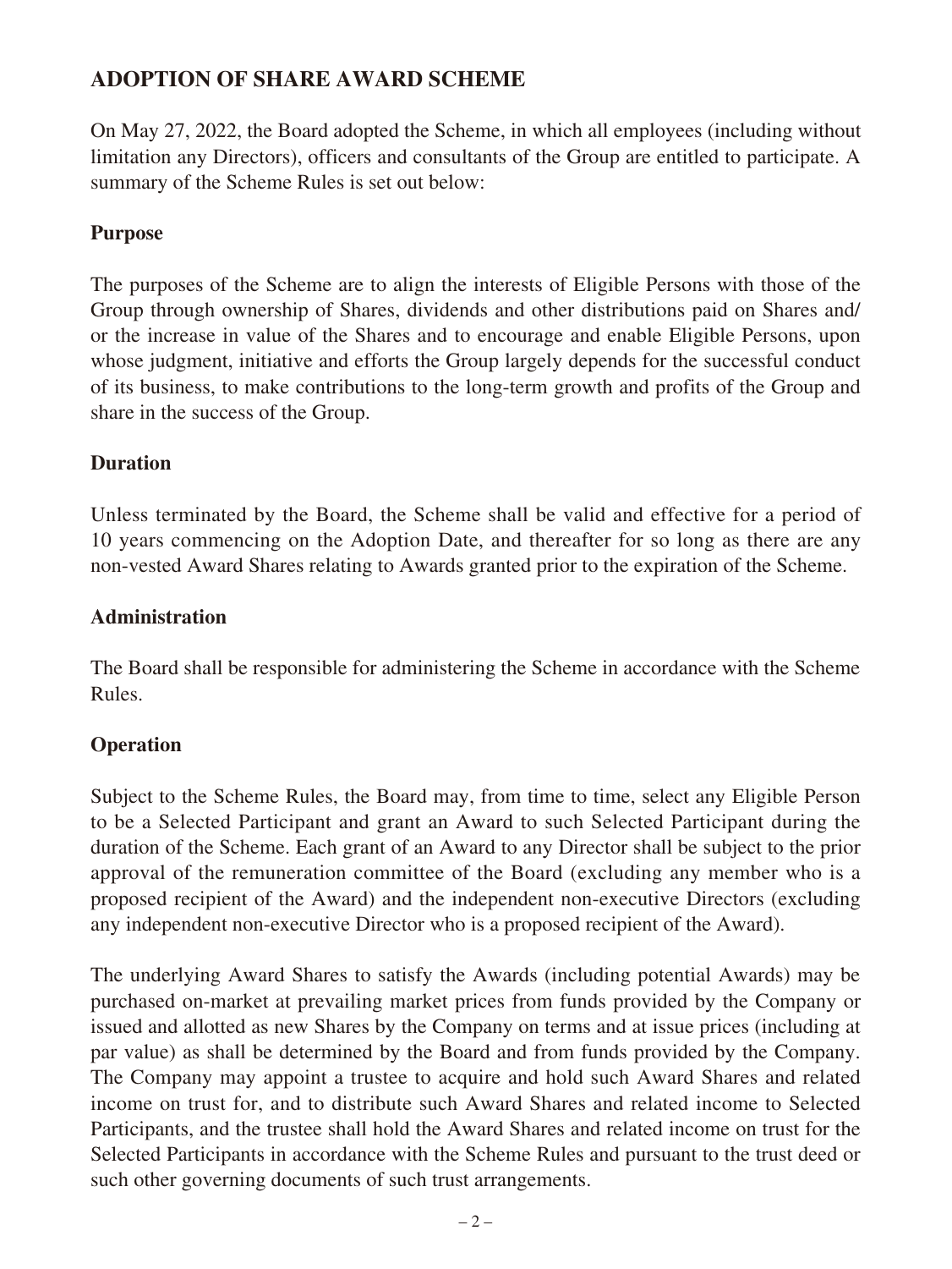## ADOPTION OF SHARE AWARD SCHEME

On May 27, 2022, the Board adopted the Scheme, in which all employees (including without limitation any Directors), officers and consultants of the Group are entitled to participate. A summary of the Scheme Rules is set out below:

### Purpose

The purposes of the Scheme are to align the interests of Eligible Persons with those of the Group through ownership of Shares, dividends and other distributions paid on Shares and/ or the increase in value of the Shares and to encourage and enable Eligible Persons, upon whose judgment, initiative and efforts the Group largely depends for the successful conduct of its business, to make contributions to the long-term growth and profits of the Group and share in the success of the Group.

### Duration

Unless terminated by the Board, the Scheme shall be valid and effective for a period of 10 years commencing on the Adoption Date, and thereafter for so long as there are any non-vested Award Shares relating to Awards granted prior to the expiration of the Scheme.

### Administration

The Board shall be responsible for administering the Scheme in accordance with the Scheme Rules.

### Operation

Subject to the Scheme Rules, the Board may, from time to time, select any Eligible Person to be a Selected Participant and grant an Award to such Selected Participant during the duration of the Scheme. Each grant of an Award to any Director shall be subject to the prior approval of the remuneration committee of the Board (excluding any member who is a proposed recipient of the Award) and the independent non-executive Directors (excluding any independent non-executive Director who is a proposed recipient of the Award).

The underlying Award Shares to satisfy the Awards (including potential Awards) may be purchased on-market at prevailing market prices from funds provided by the Company or issued and allotted as new Shares by the Company on terms and at issue prices (including at par value) as shall be determined by the Board and from funds provided by the Company. The Company may appoint a trustee to acquire and hold such Award Shares and related income on trust for, and to distribute such Award Shares and related income to Selected Participants, and the trustee shall hold the Award Shares and related income on trust for the Selected Participants in accordance with the Scheme Rules and pursuant to the trust deed or such other governing documents of such trust arrangements.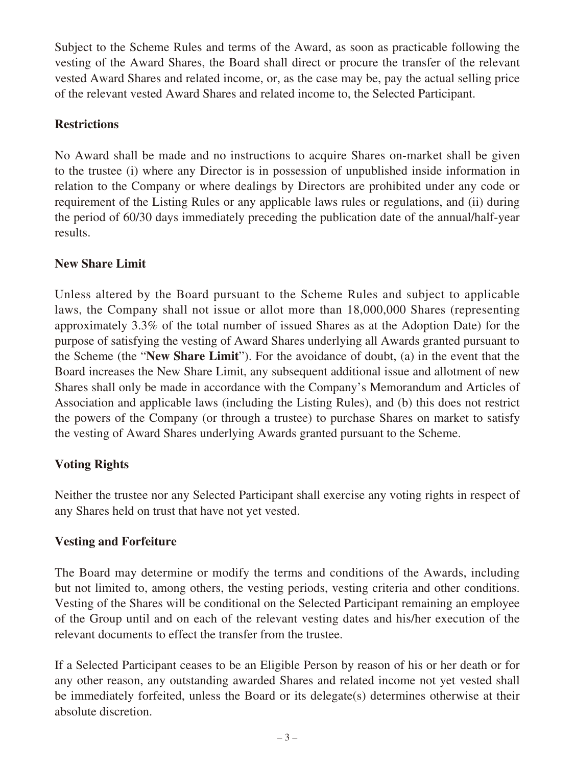Subject to the Scheme Rules and terms of the Award, as soon as practicable following the vesting of the Award Shares, the Board shall direct or procure the transfer of the relevant vested Award Shares and related income, or, as the case may be, pay the actual selling price of the relevant vested Award Shares and related income to, the Selected Participant.

**Restrictions**

No Award shall be made and no instructions to acquire Shares on-market shall be given to the trustee (i) where any Director is in possession of unpublished inside information in relation to the Company or where dealings by Directors are prohibited under any code or requirement of the Listing Rules or any applicable laws rules or regulations, and (ii) during the period of 60/30 days immediately preceding the publication date of the annual/half-year results.

**New Share Limit**

Unless altered by the Board pursuant to the Scheme Rules and subject to applicable laws, the Company shall not issue or allot more than 18,000,000 Shares (representing approximately 3.3% of the total number of issued Shares as at the Adoption Date) for the purpose of satisfying the vesting of Award Shares underlying all Awards granted pursuant to the Scheme (the "**New Share Limit**"). For the avoidance of doubt, (a) in the event that the Board increases the New Share Limit, any subsequent additional issue and allotment of new Shares shall only be made in accordance with the Company's Memorandum and Articles of Association and applicable laws (including the Listing Rules), and (b) this does not restrict the powers of the Company (or through a trustee) to purchase Shares on market to satisfy the vesting of Award Shares underlying Awards granted pursuant to the Scheme.

**Voting Rights**

Neither the trustee nor any Selected Participant shall exercise any voting rights in respect of any Shares held on trust that have not yet vested.

**Vesting and Forfeiture**

The Board may determine or modify the terms and conditions of the Awards, including but not limited to, among others, the vesting periods, vesting criteria and other conditions. Vesting of the Shares will be conditional on the Selected Participant remaining an employee of the Group until and on each of the relevant vesting dates and his/her execution of the relevant documents to effect the transfer from the trustee.

If a Selected Participant ceases to be an Eligible Person by reason of his or her death or for any other reason, any outstanding awarded Shares and related income not yet vested shall be immediately forfeited, unless the Board or its delegate(s) determines otherwise at their absolute discretion.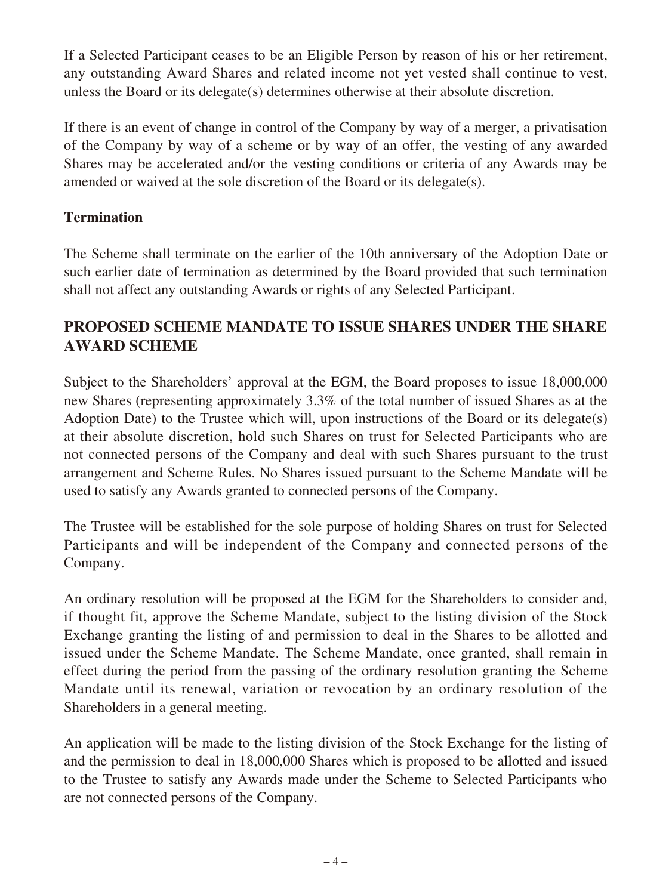If a Selected Participant ceases to be an Eligible Person by reason of his or her retirement, any outstanding Award Shares and related income not yet vested shall continue to vest, unless the Board or its delegate(s) determines otherwise at their absolute discretion.

If there is an event of change in control of the Company by way of a merger, a privatisation of the Company by way of a scheme or by way of an offer, the vesting of any awarded Shares may be accelerated and/or the vesting conditions or criteria of any Awards may be amended or waived at the sole discretion of the Board or its delegate(s).

**Termination**

The Scheme shall terminate on the earlier of the 10th anniversary of the Adoption Date or such earlier date of termination as determined by the Board provided that such termination shall not affect any outstanding Awards or rights of any Selected Participant.

## PROPOSED SCHEME MANDATE TO ISSUE SHARES UNDER THE SHARE AWARD SCHEME

Subject to the Shareholders' approval at the EGM, the Board proposes to issue 18,000,000 new Shares (representing approximately 3.3% of the total number of issued Shares as at the Adoption Date) to the Trustee which will, upon instructions of the Board or its delegate(s) at their absolute discretion, hold such Shares on trust for Selected Participants who are not connected persons of the Company and deal with such Shares pursuant to the trust arrangement and Scheme Rules. No Shares issued pursuant to the Scheme Mandate will be used to satisfy any Awards granted to connected persons of the Company.

The Trustee will be established for the sole purpose of holding Shares on trust for Selected Participants and will be independent of the Company and connected persons of the Company.

An ordinary resolution will be proposed at the EGM for the Shareholders to consider and, if thought fit, approve the Scheme Mandate, subject to the listing division of the Stock Exchange granting the listing of and permission to deal in the Shares to be allotted and issued under the Scheme Mandate. The Scheme Mandate, once granted, shall remain in effect during the period from the passing of the ordinary resolution granting the Scheme Mandate until its renewal, variation or revocation by an ordinary resolution of the Shareholders in a general meeting.

An application will be made to the listing division of the Stock Exchange for the listing of and the permission to deal in 18,000,000 Shares which is proposed to be allotted and issued to the Trustee to satisfy any Awards made under the Scheme to Selected Participants who are not connected persons of the Company.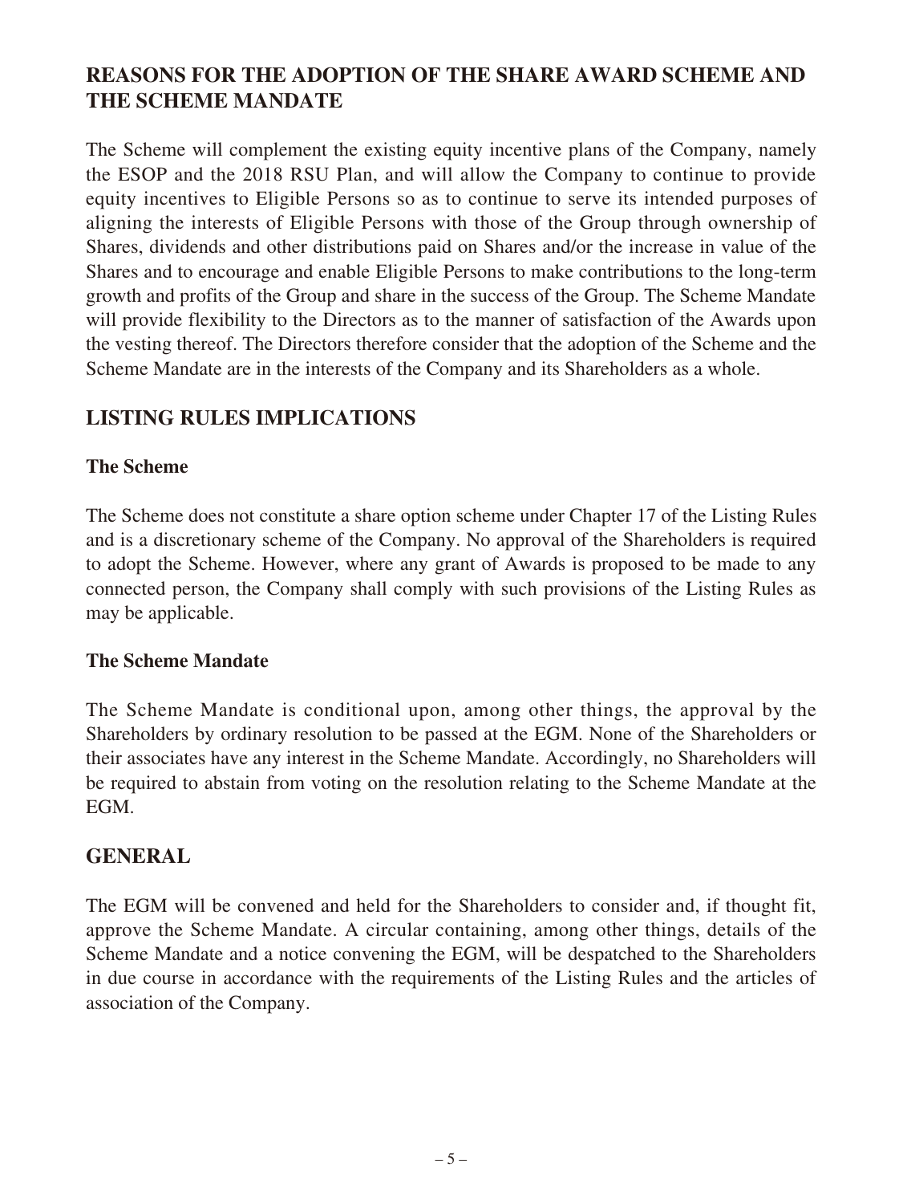## REASONS FOR THE ADOPTION OF THE SHARE AWARD SCHEME AND THE SCHEME MANDATE

The Scheme will complement the existing equity incentive plans of the Company, namely the ESOP and the 2018 RSU Plan, and will allow the Company to continue to provide equity incentives to Eligible Persons so as to continue to serve its intended purposes of aligning the interests of Eligible Persons with those of the Group through ownership of Shares, dividends and other distributions paid on Shares and/or the increase in value of the Shares and to encourage and enable Eligible Persons to make contributions to the long-term growth and profits of the Group and share in the success of the Group. The Scheme Mandate will provide flexibility to the Directors as to the manner of satisfaction of the Awards upon the vesting thereof. The Directors therefore consider that the adoption of the Scheme and the Scheme Mandate are in the interests of the Company and its Shareholders as a whole.

## LISTING RULES IMPLICATIONS

### The Scheme

The Scheme does not constitute a share option scheme under Chapter 17 of the Listing Rules and is a discretionary scheme of the Company. No approval of the Shareholders is required to adopt the Scheme. However, where any grant of Awards is proposed to be made to any connected person, the Company shall comply with such provisions of the Listing Rules as may be applicable.

### The Scheme Mandate

The Scheme Mandate is conditional upon, among other things, the approval by the Shareholders by ordinary resolution to be passed at the EGM. None of the Shareholders or their associates have any interest in the Scheme Mandate. Accordingly, no Shareholders will be required to abstain from voting on the resolution relating to the Scheme Mandate at the EGM.

## GENERAL

The EGM will be convened and held for the Shareholders to consider and, if thought fit, approve the Scheme Mandate. A circular containing, among other things, details of the Scheme Mandate and a notice convening the EGM, will be despatched to the Shareholders in due course in accordance with the requirements of the Listing Rules and the articles of association of the Company.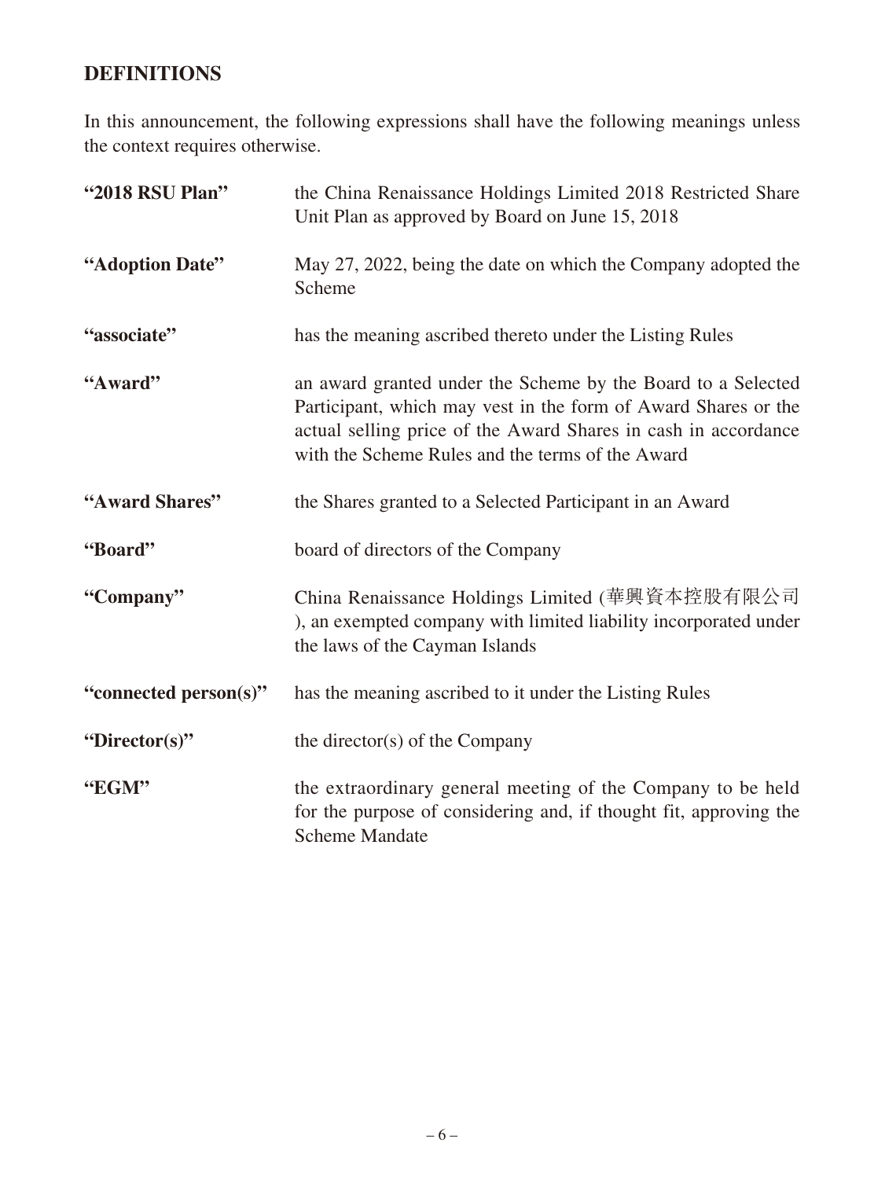## DEFINITIONS

In this announcement, the following expressions shall have the following meanings unless the context requires otherwise.

| | |
|---|---|
| **"2018 RSU Plan"** | the China Renaissance Holdings Limited 2018 Restricted Share Unit Plan as approved by Board on June 15, 2018 |
| **"Adoption Date"** | May 27, 2022, being the date on which the Company adopted the Scheme |
| **"associate"** | has the meaning ascribed thereto under the Listing Rules |
| **"Award"** | an award granted under the Scheme by the Board to a Selected Participant, which may vest in the form of Award Shares or the actual selling price of the Award Shares in cash in accordance with the Scheme Rules and the terms of the Award |
| **"Award Shares"** | the Shares granted to a Selected Participant in an Award |
| **"Board"** | board of directors of the Company |
| **"Company"** | China Renaissance Holdings Limited (華興資本控股有限公司), an exempted company with limited liability incorporated under the laws of the Cayman Islands |
| **"connected person(s)"** | has the meaning ascribed to it under the Listing Rules |
| **"Director(s)"** | the director(s) of the Company |
| **"EGM"** | the extraordinary general meeting of the Company to be held for the purpose of considering and, if thought fit, approving the Scheme Mandate |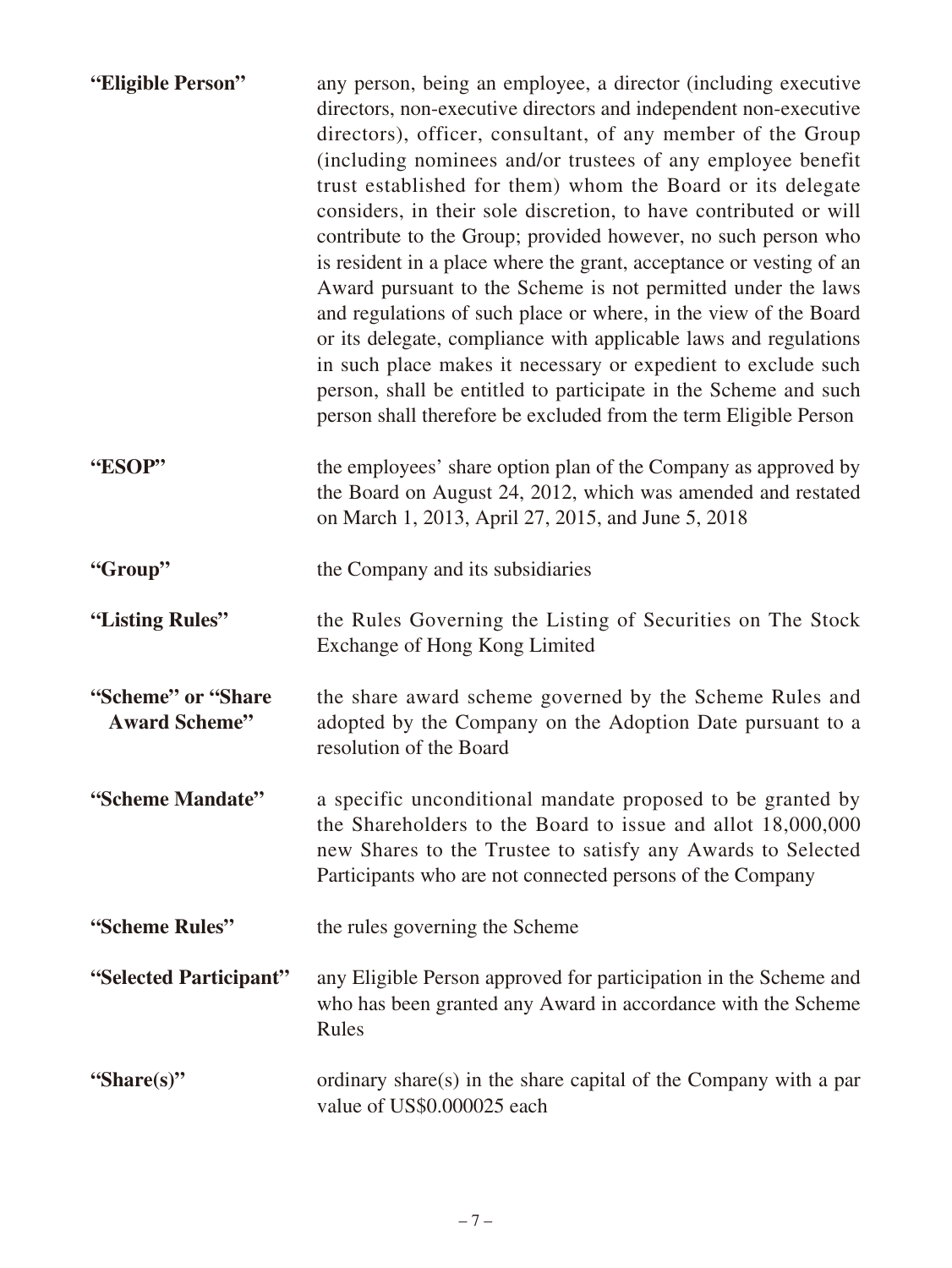| | |
|---|---|
| **"Eligible Person"** | any person, being an employee, a director (including executive directors, non-executive directors and independent non-executive directors), officer, consultant, of any member of the Group (including nominees and/or trustees of any employee benefit trust established for them) whom the Board or its delegate considers, in their sole discretion, to have contributed or will contribute to the Group; provided however, no such person who is resident in a place where the grant, acceptance or vesting of an Award pursuant to the Scheme is not permitted under the laws and regulations of such place or where, in the view of the Board or its delegate, compliance with applicable laws and regulations in such place makes it necessary or expedient to exclude such person, shall be entitled to participate in the Scheme and such person shall therefore be excluded from the term Eligible Person |
| **"ESOP"** | the employees' share option plan of the Company as approved by the Board on August 24, 2012, which was amended and restated on March 1, 2013, April 27, 2015, and June 5, 2018 |
| **"Group"** | the Company and its subsidiaries |
| **"Listing Rules"** | the Rules Governing the Listing of Securities on The Stock Exchange of Hong Kong Limited |
| **"Scheme" or "Share Award Scheme"** | the share award scheme governed by the Scheme Rules and adopted by the Company on the Adoption Date pursuant to a resolution of the Board |
| **"Scheme Mandate"** | a specific unconditional mandate proposed to be granted by the Shareholders to the Board to issue and allot 18,000,000 new Shares to the Trustee to satisfy any Awards to Selected Participants who are not connected persons of the Company |
| **"Scheme Rules"** | the rules governing the Scheme |
| **"Selected Participant"** | any Eligible Person approved for participation in the Scheme and who has been granted any Award in accordance with the Scheme Rules |
| **"Share(s)"** | ordinary share(s) in the share capital of the Company with a par value of US$0.000025 each |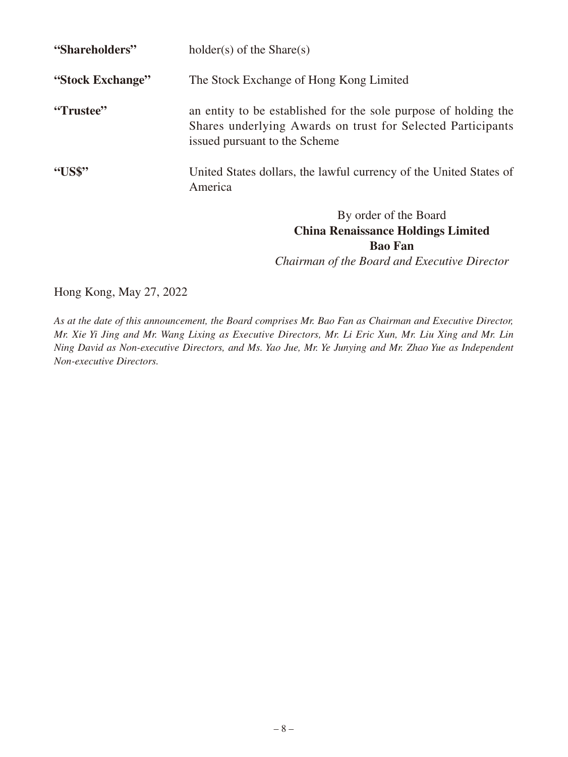| | |
|---|---|
| **"Shareholders"** | holder(s) of the Share(s) |
| **"Stock Exchange"** | The Stock Exchange of Hong Kong Limited |
| **"Trustee"** | an entity to be established for the sole purpose of holding the Shares underlying Awards on trust for Selected Participants issued pursuant to the Scheme |
| **"US$"** | United States dollars, the lawful currency of the United States of America |

By order of the Board
**China Renaissance Holdings Limited**
**Bao Fan**
*Chairman of the Board and Executive Director*

Hong Kong, May 27, 2022

*As at the date of this announcement, the Board comprises Mr. Bao Fan as Chairman and Executive Director, Mr. Xie Yi Jing and Mr. Wang Lixing as Executive Directors, Mr. Li Eric Xun, Mr. Liu Xing and Mr. Lin Ning David as Non-executive Directors, and Ms. Yao Jue, Mr. Ye Junying and Mr. Zhao Yue as Independent Non-executive Directors.*